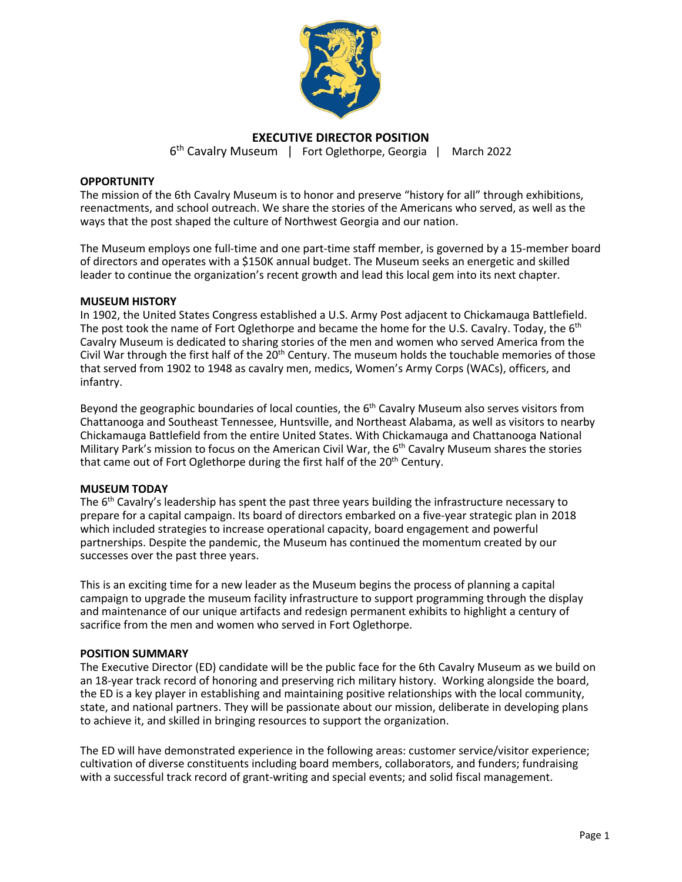# EXECUTIVE DIRECTOR POSITION

6th Cavalry Museum | Fort Oglethorpe, Georgia | March 2022

## OPPORTUNITY

The mission of the 6th Cavalry Museum is to honor and preserve "history for all" through exhibitions, reenactments, and school outreach. We share the stories of the Americans who served, as well as the ways that the post shaped the culture of Northwest Georgia and our nation.

The Museum employs one full-time and one part-time staff member, is governed by a 15-member board of directors and operates with a $150K annual budget. The Museum seeks an energetic and skilled leader to continue the organization's recent growth and lead this local gem into its next chapter.

## MUSEUM HISTORY

In 1902, the United States Congress established a U.S. Army Post adjacent to Chickamauga Battlefield. The post took the name of Fort Oglethorpe and became the home for the U.S. Cavalry. Today, the 6th Cavalry Museum is dedicated to sharing stories of the men and women who served America from the Civil War through the first half of the 20th Century. The museum holds the touchable memories of those that served from 1902 to 1948 as cavalry men, medics, Women's Army Corps (WACs), officers, and infantry.

Beyond the geographic boundaries of local counties, the 6th Cavalry Museum also serves visitors from Chattanooga and Southeast Tennessee, Huntsville, and Northeast Alabama, as well as visitors to nearby Chickamauga Battlefield from the entire United States. With Chickamauga and Chattanooga National Military Park's mission to focus on the American Civil War, the 6th Cavalry Museum shares the stories that came out of Fort Oglethorpe during the first half of the 20th Century.

## MUSEUM TODAY

The 6th Cavalry's leadership has spent the past three years building the infrastructure necessary to prepare for a capital campaign. Its board of directors embarked on a five-year strategic plan in 2018 which included strategies to increase operational capacity, board engagement and powerful partnerships. Despite the pandemic, the Museum has continued the momentum created by our successes over the past three years.

This is an exciting time for a new leader as the Museum begins the process of planning a capital campaign to upgrade the museum facility infrastructure to support programming through the display and maintenance of our unique artifacts and redesign permanent exhibits to highlight a century of sacrifice from the men and women who served in Fort Oglethorpe.

## POSITION SUMMARY

The Executive Director (ED) candidate will be the public face for the 6th Cavalry Museum as we build on an 18-year track record of honoring and preserving rich military history. Working alongside the board, the ED is a key player in establishing and maintaining positive relationships with the local community, state, and national partners. They will be passionate about our mission, deliberate in developing plans to achieve it, and skilled in bringing resources to support the organization.

The ED will have demonstrated experience in the following areas: customer service/visitor experience; cultivation of diverse constituents including board members, collaborators, and funders; fundraising with a successful track record of grant-writing and special events; and solid fiscal management.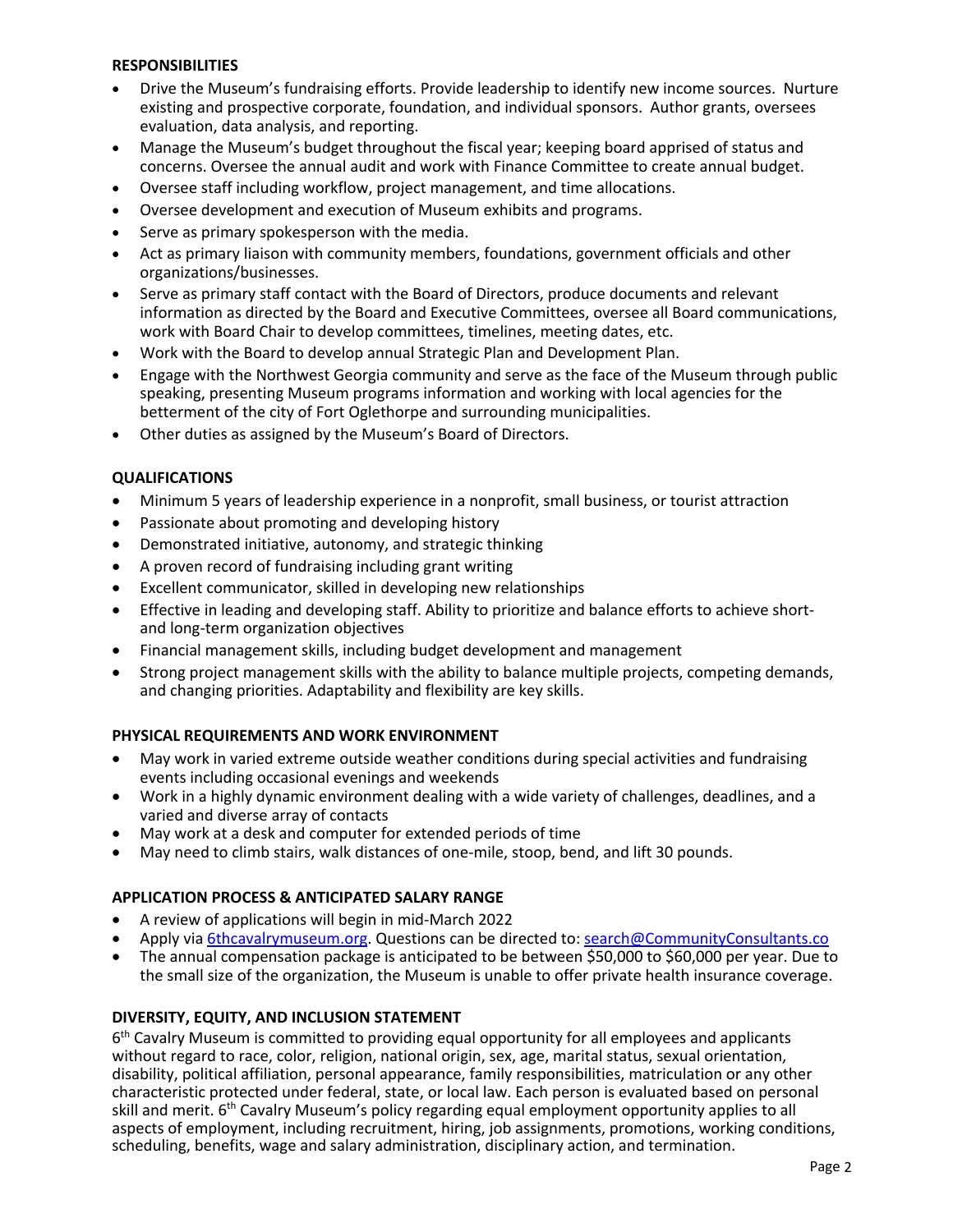## RESPONSIBILITIES

- Drive the Museum's fundraising efforts. Provide leadership to identify new income sources. Nurture existing and prospective corporate, foundation, and individual sponsors. Author grants, oversees evaluation, data analysis, and reporting.
- Manage the Museum's budget throughout the fiscal year; keeping board apprised of status and concerns. Oversee the annual audit and work with Finance Committee to create annual budget.
- Oversee staff including workflow, project management, and time allocations.
- Oversee development and execution of Museum exhibits and programs.
- Serve as primary spokesperson with the media.
- Act as primary liaison with community members, foundations, government officials and other organizations/businesses.
- Serve as primary staff contact with the Board of Directors, produce documents and relevant information as directed by the Board and Executive Committees, oversee all Board communications, work with Board Chair to develop committees, timelines, meeting dates, etc.
- Work with the Board to develop annual Strategic Plan and Development Plan.
- Engage with the Northwest Georgia community and serve as the face of the Museum through public speaking, presenting Museum programs information and working with local agencies for the betterment of the city of Fort Oglethorpe and surrounding municipalities.
- Other duties as assigned by the Museum's Board of Directors.

## QUALIFICATIONS

- Minimum 5 years of leadership experience in a nonprofit, small business, or tourist attraction
- Passionate about promoting and developing history
- Demonstrated initiative, autonomy, and strategic thinking
- A proven record of fundraising including grant writing
- Excellent communicator, skilled in developing new relationships
- Effective in leading and developing staff. Ability to prioritize and balance efforts to achieve short- and long-term organization objectives
- Financial management skills, including budget development and management
- Strong project management skills with the ability to balance multiple projects, competing demands, and changing priorities. Adaptability and flexibility are key skills.

## PHYSICAL REQUIREMENTS AND WORK ENVIRONMENT

- May work in varied extreme outside weather conditions during special activities and fundraising events including occasional evenings and weekends
- Work in a highly dynamic environment dealing with a wide variety of challenges, deadlines, and a varied and diverse array of contacts
- May work at a desk and computer for extended periods of time
- May need to climb stairs, walk distances of one-mile, stoop, bend, and lift 30 pounds.

## APPLICATION PROCESS & ANTICIPATED SALARY RANGE

- A review of applications will begin in mid-March 2022
- Apply via 6thcavalrymuseum.org. Questions can be directed to: search@CommunityConsultants.co
- The annual compensation package is anticipated to be between $50,000 to $60,000 per year. Due to the small size of the organization, the Museum is unable to offer private health insurance coverage.

## DIVERSITY, EQUITY, AND INCLUSION STATEMENT

6th Cavalry Museum is committed to providing equal opportunity for all employees and applicants without regard to race, color, religion, national origin, sex, age, marital status, sexual orientation, disability, political affiliation, personal appearance, family responsibilities, matriculation or any other characteristic protected under federal, state, or local law. Each person is evaluated based on personal skill and merit. 6th Cavalry Museum's policy regarding equal employment opportunity applies to all aspects of employment, including recruitment, hiring, job assignments, promotions, working conditions, scheduling, benefits, wage and salary administration, disciplinary action, and termination.